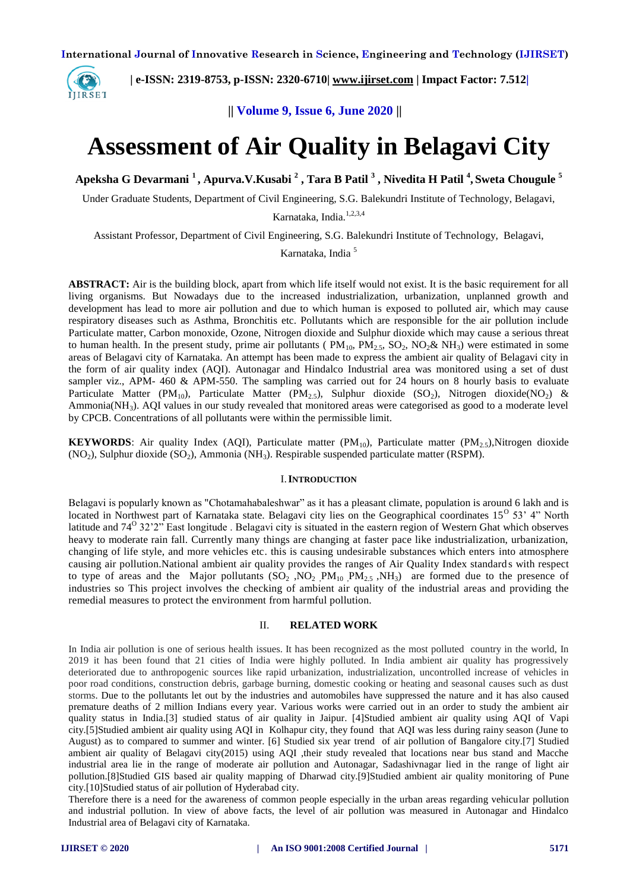# Assessment of Air Quality in Belagavi City

**Apeksha G Devarmani [1], Apurva.V.Kusabi [2], Tara B Patil [3], Nivedita H Patil [4], Sweta Chougule [5]**

Under Graduate Students, Department of Civil Engineering, S.G. Balekundri Institute of Technology, Belagavi, Karnataka, India.[1,2,3,4]

Assistant Professor, Department of Civil Engineering, S.G. Balekundri Institute of Technology, Belagavi, Karnataka, India [5]

**ABSTRACT:** Air is the building block, apart from which life itself would not exist. It is the basic requirement for all living organisms. But Nowadays due to the increased industrialization, urbanization, unplanned growth and development has lead to more air pollution and due to which human is exposed to polluted air, which may cause respiratory diseases such as Asthma, Bronchitis etc. Pollutants which are responsible for the air pollution include Particulate matter, Carbon monoxide, Ozone, Nitrogen dioxide and Sulphur dioxide which may cause a serious threat to human health. In the present study, prime air pollutants ( $PM_{10}$, $PM_{2.5}$, $SO_2$, $NO_2$& $NH_3$) were estimated in some areas of Belagavi city of Karnataka. An attempt has been made to express the ambient air quality of Belagavi city in the form of air quality index (AQI). Autonagar and Hindalco Industrial area was monitored using a set of dust sampler viz., APM- 460 & APM-550. The sampling was carried out for 24 hours on 8 hourly basis to evaluate Particulate Matter ($PM_{10}$), Particulate Matter ($PM_{2.5}$), Sulphur dioxide ($SO_2$), Nitrogen dioxide($NO_2$) & Ammonia($NH_3$). AQI values in our study revealed that monitored areas were categorised as good to a moderate level by CPCB. Concentrations of all pollutants were within the permissible limit.

**KEYWORDS**: Air quality Index (AQI), Particulate matter ($PM_{10}$), Particulate matter ($PM_{2.5}$),Nitrogen dioxide ($NO_2$), Sulphur dioxide ($SO_2$), Ammonia ($NH_3$). Respirable suspended particulate matter (RSPM).

## I. INTRODUCTION

Belagavi is popularly known as "Chotamahabaleshwar" as it has a pleasant climate, population is around 6 lakh and is located in Northwest part of Karnataka state. Belagavi city lies on the Geographical coordinates $15^{O}$ 53' 4" North latitude and $74^{O}$ 32'2" East longitude . Belagavi city is situated in the eastern region of Western Ghat which observes heavy to moderate rain fall. Currently many things are changing at faster pace like industrialization, urbanization, changing of life style, and more vehicles etc. this is causing undesirable substances which enters into atmosphere causing air pollution.National ambient air quality provides the ranges of Air Quality Index standards with respect to type of areas and the Major pollutants ($SO_2$ ,$NO_2$ ,$PM_{10}$ ,$PM_{2.5}$ ,$NH_3$) are formed due to the presence of industries so This project involves the checking of ambient air quality of the industrial areas and providing the remedial measures to protect the environment from harmful pollution.

## II. RELATED WORK

In India air pollution is one of serious health issues. It has been recognized as the most polluted country in the world, In 2019 it has been found that 21 cities of India were highly polluted. In India ambient air quality has progressively deteriorated due to anthropogenic sources like rapid urbanization, industrialization, uncontrolled increase of vehicles in poor road conditions, construction debris, garbage burning, domestic cooking or heating and seasonal causes such as dust storms. Due to the pollutants let out by the industries and automobiles have suppressed the nature and it has also caused premature deaths of 2 million Indians every year. Various works were carried out in an order to study the ambient air quality status in India.[3] studied status of air quality in Jaipur. [4]Studied ambient air quality using AQI of Vapi city.[5]Studied ambient air quality using AQI in Kolhapur city, they found that AQI was less during rainy season (June to August) as to compared to summer and winter. [6] Studied six year trend of air pollution of Bangalore city.[7] Studied ambient air quality of Belagavi city(2015) using AQI ,their study revealed that locations near bus stand and Macche industrial area lie in the range of moderate air pollution and Autonagar, Sadashivnagar lied in the range of light air pollution.[8]Studied GIS based air quality mapping of Dharwad city.[9]Studied ambient air quality monitoring of Pune city.[10]Studied status of air pollution of Hyderabad city.

Therefore there is a need for the awareness of common people especially in the urban areas regarding vehicular pollution and industrial pollution. In view of above facts, the level of air pollution was measured in Autonagar and Hindalco Industrial area of Belagavi city of Karnataka.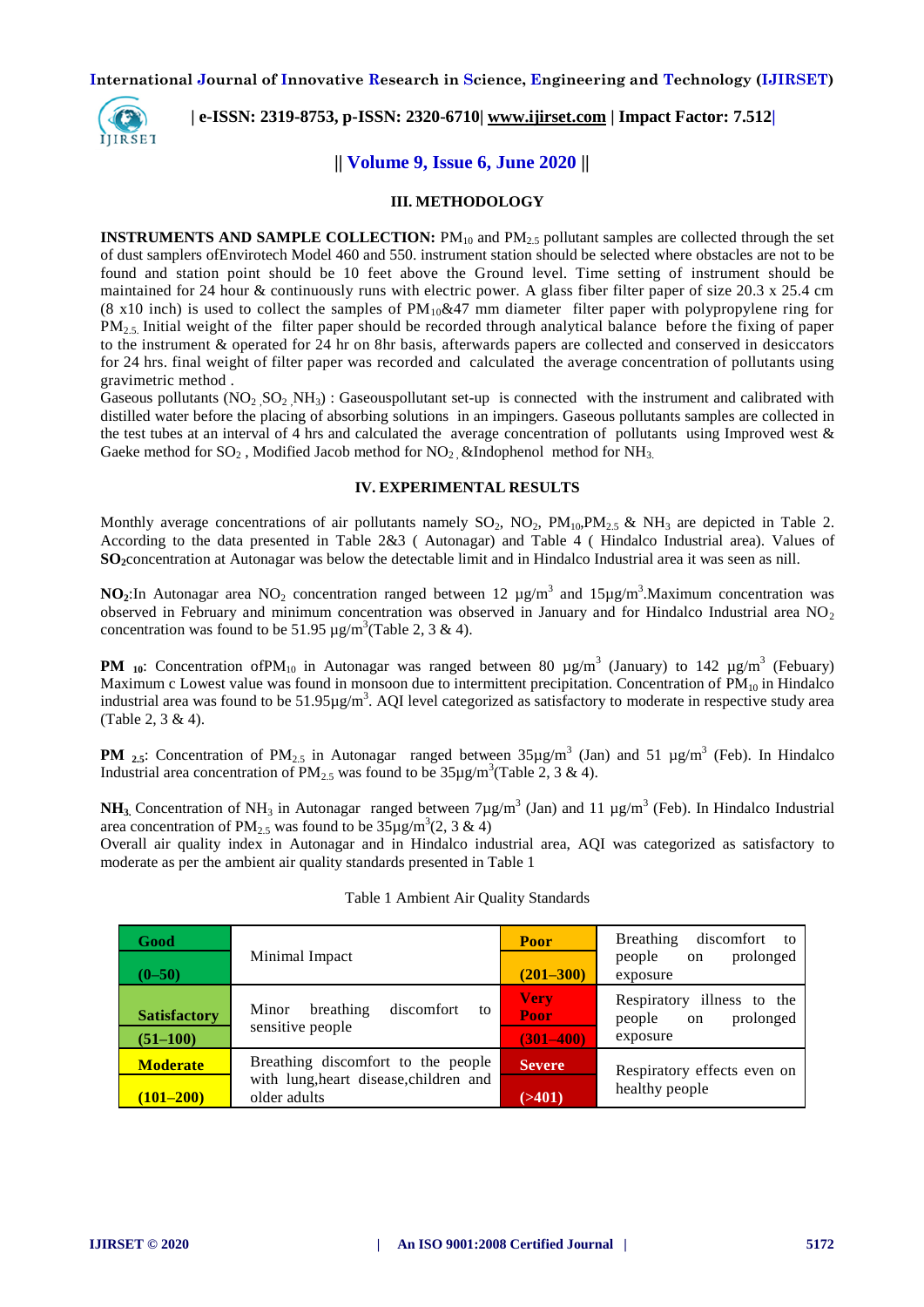### III. METHODOLOGY

**INSTRUMENTS AND SAMPLE COLLECTION:** $PM_{10}$ and $PM_{2.5}$ pollutant samples are collected through the set of dust samplers ofEnvirotech Model 460 and 550. instrument station should be selected where obstacles are not to be found and station point should be 10 feet above the Ground level. Time setting of instrument should be maintained for 24 hour & continuously runs with electric power. A glass fiber filter paper of size 20.3 x 25.4 cm (8 x10 inch) is used to collect the samples of $PM_{10}$&47 mm diameter filter paper with polypropylene ring for $PM_{2.5.}$ Initial weight of the filter paper should be recorded through analytical balance before the fixing of paper to the instrument & operated for 24 hr on 8hr basis, afterwards papers are collected and conserved in desiccators for 24 hrs. final weight of filter paper was recorded and calculated the average concentration of pollutants using gravimetric method .

Gaseous pollutants ($NO_2$ ,$SO_2$ ,$NH_3$) : Gaseouspollutant set-up is connected with the instrument and calibrated with distilled water before the placing of absorbing solutions in an impingers. Gaseous pollutants samples are collected in the test tubes at an interval of 4 hrs and calculated the average concentration of pollutants using Improved west & Gaeke method for $SO_2$ , Modified Jacob method for $NO_2$ , &Indophenol method for $NH_{3.}$

### IV. EXPERIMENTAL RESULTS

Monthly average concentrations of air pollutants namely $SO_2$, $NO_2$, $PM_{10}$,$PM_{2.5}$ & $NH_3$ are depicted in Table 2. According to the data presented in Table 2&3 ( Autonagar) and Table 4 ( Hindalco Industrial area). Values of **$SO_2$**concentration at Autonagar was below the detectable limit and in Hindalco Industrial area it was seen as nill.

**$NO_2$**:In Autonagar area $NO_2$ concentration ranged between 12 μg/m$^3$ and 15μg/m$^3$.Maximum concentration was observed in February and minimum concentration was observed in January and for Hindalco Industrial area $NO_2$ concentration was found to be 51.95 μg/m$^3$(Table 2, 3 & 4).

**$PM_{10}$**: Concentration of$PM_{10}$ in Autonagar was ranged between 80 μg/m$^3$ (January) to 142 μg/m$^3$ (Febuary) Maximum c Lowest value was found in monsoon due to intermittent precipitation. Concentration of $PM_{10}$ in Hindalco industrial area was found to be 51.95μg/m$^3$. AQI level categorized as satisfactory to moderate in respective study area (Table 2, 3 & 4).

**$PM_{2.5}$**: Concentration of $PM_{2.5}$ in Autonagar ranged between 35μg/m$^3$ (Jan) and 51 μg/m$^3$ (Feb). In Hindalco Industrial area concentration of $PM_{2.5}$ was found to be 35μg/m$^3$(Table 2, 3 & 4).

**$NH_{3.}$** Concentration of $NH_3$ in Autonagar ranged between 7μg/m$^3$ (Jan) and 11 μg/m$^3$ (Feb). In Hindalco Industrial area concentration of $PM_{2.5}$ was found to be 35μg/m$^3$(2, 3 & 4)

Overall air quality index in Autonagar and in Hindalco industrial area, AQI was categorized as satisfactory to moderate as per the ambient air quality standards presented in Table 1

Table 1 Ambient Air Quality Standards

| | | | |
|---|---|---|---|
| **Good** (0–50) | Minimal Impact | **Poor** (201–300) | Breathing discomfort to people on prolonged exposure |
| **Satisfactory** (51–100) | Minor breathing discomfort to sensitive people | **Very Poor** (301–400) | Respiratory illness to the people on prolonged exposure |
| **Moderate** (101–200) | Breathing discomfort to the people with lung,heart disease,children and older adults | **Severe** (>401) | Respiratory effects even on healthy people |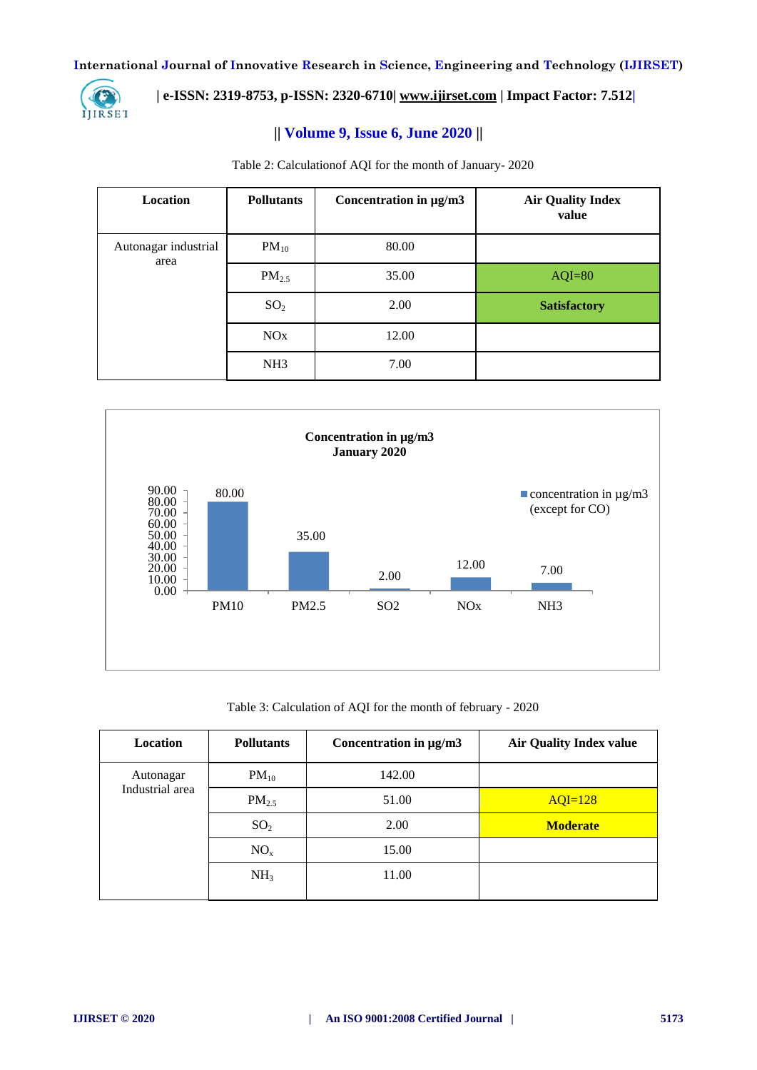Table 2: Calculationof AQI for the month of January- 2020

| Location | Pollutants | Concentration in µg/m3 | Air Quality Index value |
|---|---|---|---|
| Autonagar industrial area | $PM_{10}$ | 80.00 | |
| | $PM_{2.5}$ | 35.00 | AQI=80 |
| | $SO_2$ | 2.00 | **Satisfactory** |
| | NOx | 12.00 | |
| | NH3 | 7.00 | |

**Concentration in µg/m3**
**January 2020**

90.00
80.00
70.00
60.00
50.00
40.00
30.00
20.00
10.00
0.00

80.00
35.00
2.00
12.00
7.00

PM10
PM2.5
SO2
NOx
NH3

concentration in µg/m3 (except for CO)

Table 3: Calculation of AQI for the month of february - 2020

| Location | Pollutants | Concentration in µg/m3 | Air Quality Index value |
|---|---|---|---|
| Autonagar Industrial area | $PM_{10}$ | 142.00 | |
| | $PM_{2.5}$ | 51.00 | AQI=128 |
| | $SO_2$ | 2.00 | **Moderate** |
| | $NO_x$ | 15.00 | |
| | $NH_3$ | 11.00 | |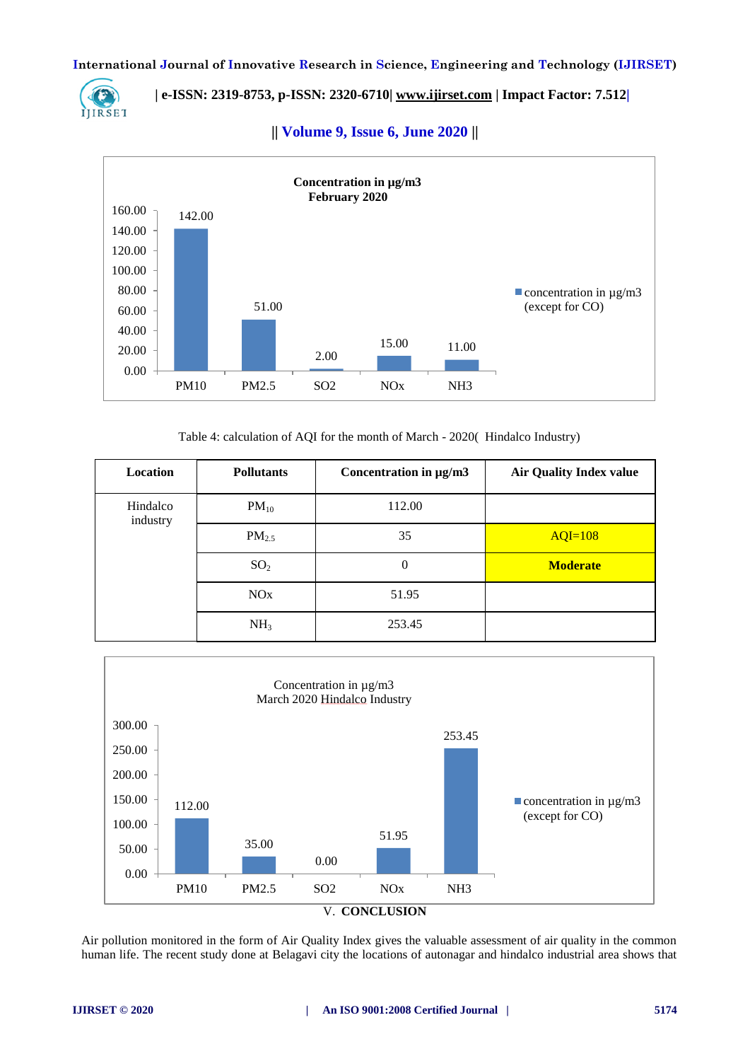Concentration in µg/m3
February 2020

160.00
140.00
120.00
100.00
80.00
60.00
40.00
20.00
0.00

142.00
51.00
2.00
15.00
11.00

PM10
PM2.5
SO2
NOx
NH3

concentration in µg/m3 (except for CO)

Table 4: calculation of AQI for the month of March - 2020( Hindalco Industry)

| Location | Pollutants | Concentration in µg/m3 | Air Quality Index value |
|---|---|---|---|
| Hindalco industry | $PM_{10}$ | 112.00 | |
| | $PM_{2.5}$ | 35 | AQI=108 |
| | $SO_2$ | 0 | **Moderate** |
| | NOx | 51.95 | |
| | $NH_3$ | 253.45 | |

Concentration in µg/m3
March 2020 Hindalco Industry

300.00
250.00
200.00
150.00
100.00
50.00
0.00

112.00
35.00
0.00
51.95
253.45

PM10
PM2.5
SO2
NOx
NH3

concentration in µg/m3 (except for CO)

## V. CONCLUSION

Air pollution monitored in the form of Air Quality Index gives the valuable assessment of air quality in the common human life. The recent study done at Belagavi city the locations of autonagar and hindalco industrial area shows that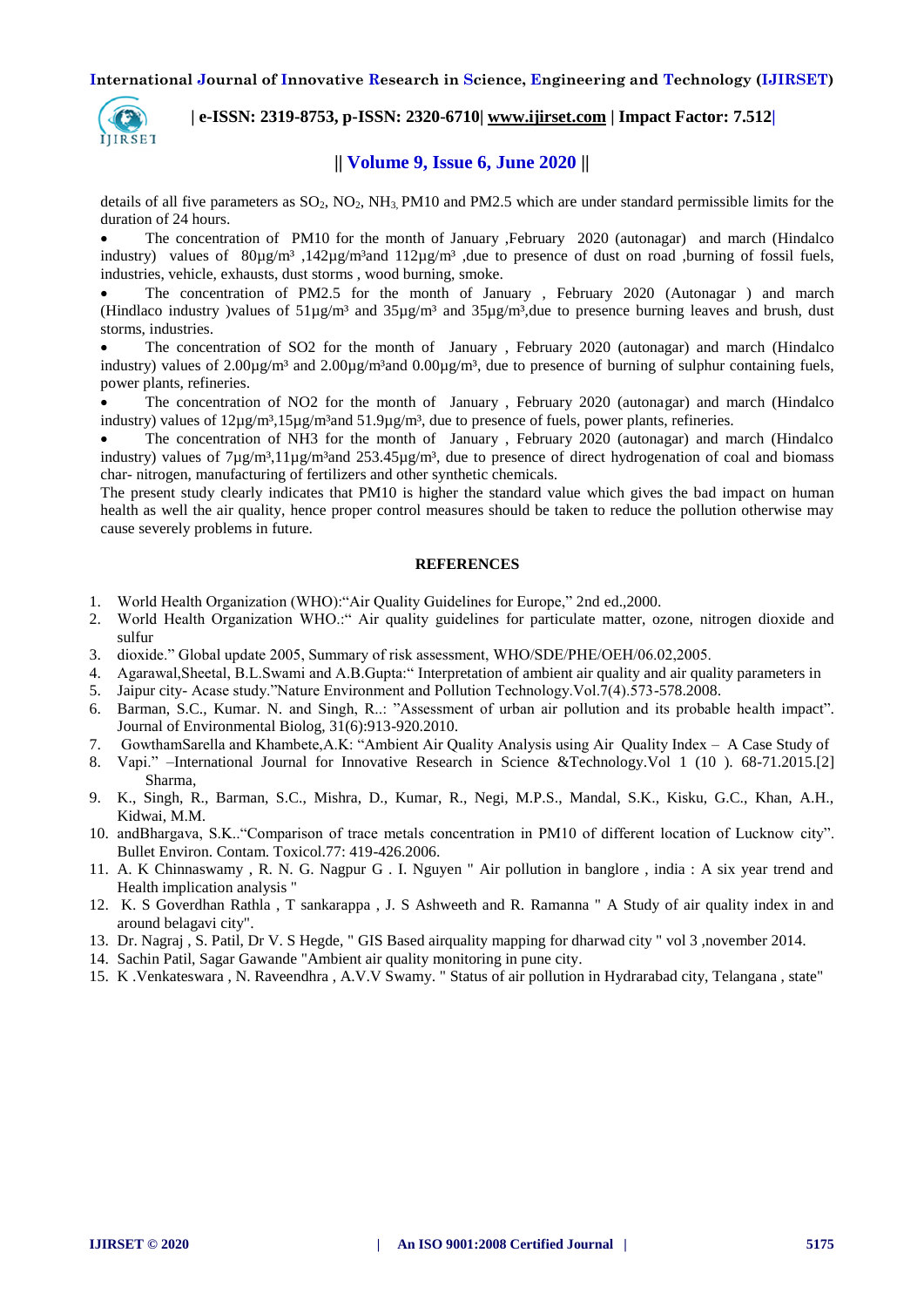details of all five parameters as $SO_2$, $NO_2$, $NH_3$, PM10 and PM2.5 which are under standard permissible limits for the duration of 24 hours.

- The concentration of PM10 for the month of January ,February 2020 (autonagar) and march (Hindalco industry) values of 80µg/m³ ,142µg/m³and 112µg/m³ ,due to presence of dust on road ,burning of fossil fuels, industries, vehicle, exhausts, dust storms , wood burning, smoke.
- The concentration of PM2.5 for the month of January , February 2020 (Autonagar ) and march (Hindlaco industry )values of 51µg/m³ and 35µg/m³ and 35µg/m³,due to presence burning leaves and brush, dust storms, industries.
- The concentration of SO2 for the month of January , February 2020 (autonagar) and march (Hindalco industry) values of 2.00µg/m³ and 2.00µg/m³and 0.00µg/m³, due to presence of burning of sulphur containing fuels, power plants, refineries.
- The concentration of NO2 for the month of January , February 2020 (autonagar) and march (Hindalco industry) values of 12µg/m³,15µg/m³and 51.9µg/m³, due to presence of fuels, power plants, refineries.
- The concentration of NH3 for the month of January , February 2020 (autonagar) and march (Hindalco industry) values of 7µg/m³,11µg/m³and 253.45µg/m³, due to presence of direct hydrogenation of coal and biomass char- nitrogen, manufacturing of fertilizers and other synthetic chemicals.

The present study clearly indicates that PM10 is higher the standard value which gives the bad impact on human health as well the air quality, hence proper control measures should be taken to reduce the pollution otherwise may cause severely problems in future.

## REFERENCES

1. World Health Organization (WHO):"Air Quality Guidelines for Europe," 2nd ed.,2000.
2. World Health Organization WHO.:" Air quality guidelines for particulate matter, ozone, nitrogen dioxide and sulfur
3. dioxide." Global update 2005, Summary of risk assessment, WHO/SDE/PHE/OEH/06.02,2005.
4. Agarawal,Sheetal, B.L.Swami and A.B.Gupta:" Interpretation of ambient air quality and air quality parameters in
5. Jaipur city- Acase study."Nature Environment and Pollution Technology.Vol.7(4).573-578.2008.
6. Barman, S.C., Kumar. N. and Singh, R..: "Assessment of urban air pollution and its probable health impact". Journal of Environmental Biolog, 31(6):913-920.2010.
7. GowthamSarella and Khambete,A.K: "Ambient Air Quality Analysis using Air Quality Index – A Case Study of
8. Vapi." –International Journal for Innovative Research in Science &Technology.Vol 1 (10 ). 68-71.2015.[2] Sharma,
9. K., Singh, R., Barman, S.C., Mishra, D., Kumar, R., Negi, M.P.S., Mandal, S.K., Kisku, G.C., Khan, A.H., Kidwai, M.M.
10. andBhargava, S.K.."Comparison of trace metals concentration in PM10 of different location of Lucknow city". Bullet Environ. Contam. Toxicol.77: 419-426.2006.
11. A. K Chinnaswamy , R. N. G. Nagpur G . I. Nguyen " Air pollution in banglore , india : A six year trend and Health implication analysis "
12. K. S Goverdhan Rathla , T sankarappa , J. S Ashweeth and R. Ramanna " A Study of air quality index in and around belagavi city".
13. Dr. Nagraj , S. Patil, Dr V. S Hegde, " GIS Based airquality mapping for dharwad city " vol 3 ,november 2014.
14. Sachin Patil, Sagar Gawande "Ambient air quality monitoring in pune city.
15. K .Venkateswara , N. Raveendhra , A.V.V Swamy. " Status of air pollution in Hydrarabad city, Telangana , state"